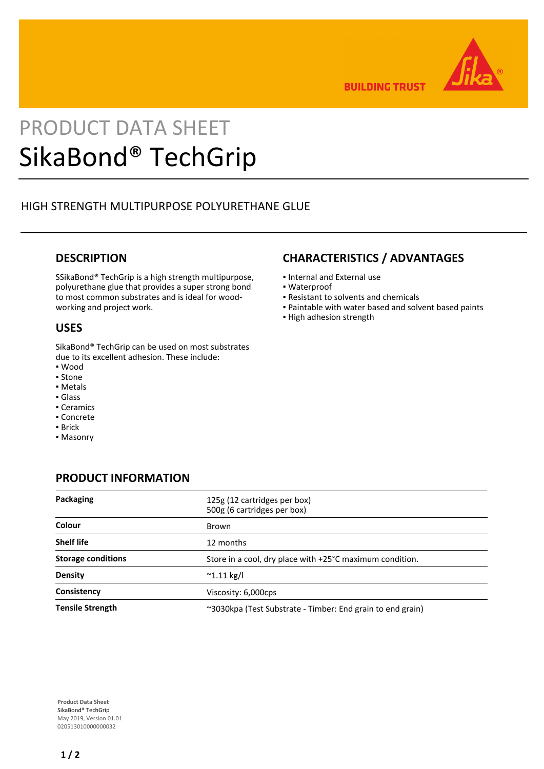BUILDING TRUST

# PRODUCT DATA SHEET
# SikaBond® TechGrip

HIGH STRENGTH MULTIPURPOSE POLYURETHANE GLUE

## DESCRIPTION

SSikaBond® TechGrip is a high strength multipurpose, polyurethane glue that provides a super strong bond to most common substrates and is ideal for wood-working and project work.

## USES

SikaBond® TechGrip can be used on most substrates due to its excellent adhesion. These include:

- Wood
- Stone
- Metals
- Glass
- Ceramics
- Concrete
- Brick
- Masonry

## CHARACTERISTICS / ADVANTAGES

- Internal and External use
- Waterproof
- Resistant to solvents and chemicals
- Paintable with water based and solvent based paints
- High adhesion strength

## PRODUCT INFORMATION

| | |
|---|---|
| **Packaging** | 125g (12 cartridges per box)<br>500g (6 cartridges per box) |
| **Colour** | Brown |
| **Shelf life** | 12 months |
| **Storage conditions** | Store in a cool, dry place with +25°C maximum condition. |
| **Density** | ~1.11 kg/l |
| **Consistency** | Viscosity: 6,000cps |
| **Tensile Strength** | ~3030kpa (Test Substrate - Timber: End grain to end grain) |

**Product Data Sheet**
SikaBond® TechGrip
May 2019, Version 01.01
020513010000000032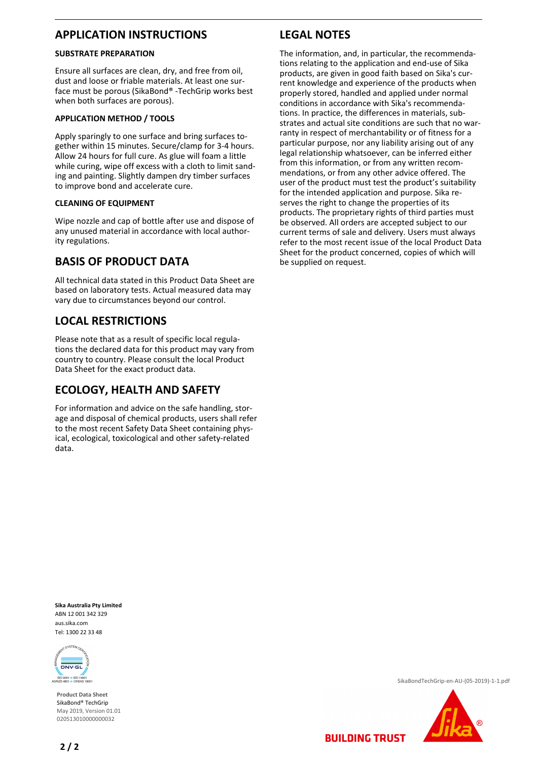## APPLICATION INSTRUCTIONS

### SUBSTRATE PREPARATION

Ensure all surfaces are clean, dry, and free from oil, dust and loose or friable materials. At least one surface must be porous (SikaBond® -TechGrip works best when both surfaces are porous).

### APPLICATION METHOD / TOOLS

Apply sparingly to one surface and bring surfaces together within 15 minutes. Secure/clamp for 3-4 hours. Allow 24 hours for full cure. As glue will foam a little while curing, wipe off excess with a cloth to limit sanding and painting. Slightly dampen dry timber surfaces to improve bond and accelerate cure.

### CLEANING OF EQUIPMENT

Wipe nozzle and cap of bottle after use and dispose of any unused material in accordance with local authority regulations.

## BASIS OF PRODUCT DATA

All technical data stated in this Product Data Sheet are based on laboratory tests. Actual measured data may vary due to circumstances beyond our control.

## LOCAL RESTRICTIONS

Please note that as a result of specific local regulations the declared data for this product may vary from country to country. Please consult the local Product Data Sheet for the exact product data.

## ECOLOGY, HEALTH AND SAFETY

For information and advice on the safe handling, storage and disposal of chemical products, users shall refer to the most recent Safety Data Sheet containing physical, ecological, toxicological and other safety-related data.

## LEGAL NOTES

The information, and, in particular, the recommendations relating to the application and end-use of Sika products, are given in good faith based on Sika's current knowledge and experience of the products when properly stored, handled and applied under normal conditions in accordance with Sika's recommendations. In practice, the differences in materials, substrates and actual site conditions are such that no warranty in respect of merchantability or of fitness for a particular purpose, nor any liability arising out of any legal relationship whatsoever, can be inferred either from this information, or from any written recommendations, or from any other advice offered. The user of the product must test the product's suitability for the intended application and purpose. Sika reserves the right to change the properties of its products. The proprietary rights of third parties must be observed. All orders are accepted subject to our current terms of sale and delivery. Users must always refer to the most recent issue of the local Product Data Sheet for the product concerned, copies of which will be supplied on request.

**Sika Australia Pty Limited**
ABN 12 001 342 329
aus.sika.com
Tel: 1300 22 33 48

**Product Data Sheet**
SikaBond® TechGrip
May 2019, Version 01.01
020513010000000032

SikaBondTechGrip-en-AU-(05-2019)-1-1.pdf

BUILDING TRUST